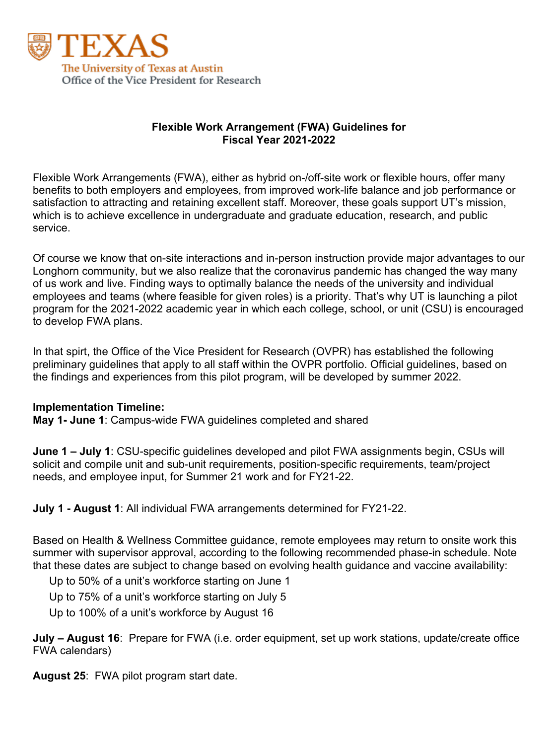**TEXAS**
The University of Texas at Austin
Office of the Vice President for Research

# Flexible Work Arrangement (FWA) Guidelines for Fiscal Year 2021-2022

Flexible Work Arrangements (FWA), either as hybrid on-/off-site work or flexible hours, offer many benefits to both employers and employees, from improved work-life balance and job performance or satisfaction to attracting and retaining excellent staff. Moreover, these goals support UT's mission, which is to achieve excellence in undergraduate and graduate education, research, and public service.

Of course we know that on-site interactions and in-person instruction provide major advantages to our Longhorn community, but we also realize that the coronavirus pandemic has changed the way many of us work and live. Finding ways to optimally balance the needs of the university and individual employees and teams (where feasible for given roles) is a priority. That's why UT is launching a pilot program for the 2021-2022 academic year in which each college, school, or unit (CSU) is encouraged to develop FWA plans.

In that spirt, the Office of the Vice President for Research (OVPR) has established the following preliminary guidelines that apply to all staff within the OVPR portfolio. Official guidelines, based on the findings and experiences from this pilot program, will be developed by summer 2022.

**Implementation Timeline:**
**May 1- June 1**: Campus-wide FWA guidelines completed and shared

**June 1 – July 1**: CSU-specific guidelines developed and pilot FWA assignments begin, CSUs will solicit and compile unit and sub-unit requirements, position-specific requirements, team/project needs, and employee input, for Summer 21 work and for FY21-22.

**July 1 - August 1**: All individual FWA arrangements determined for FY21-22.

Based on Health & Wellness Committee guidance, remote employees may return to onsite work this summer with supervisor approval, according to the following recommended phase-in schedule. Note that these dates are subject to change based on evolving health guidance and vaccine availability:

- Up to 50% of a unit's workforce starting on June 1
- Up to 75% of a unit's workforce starting on July 5
- Up to 100% of a unit's workforce by August 16

**July – August 16**: Prepare for FWA (i.e. order equipment, set up work stations, update/create office FWA calendars)

**August 25**: FWA pilot program start date.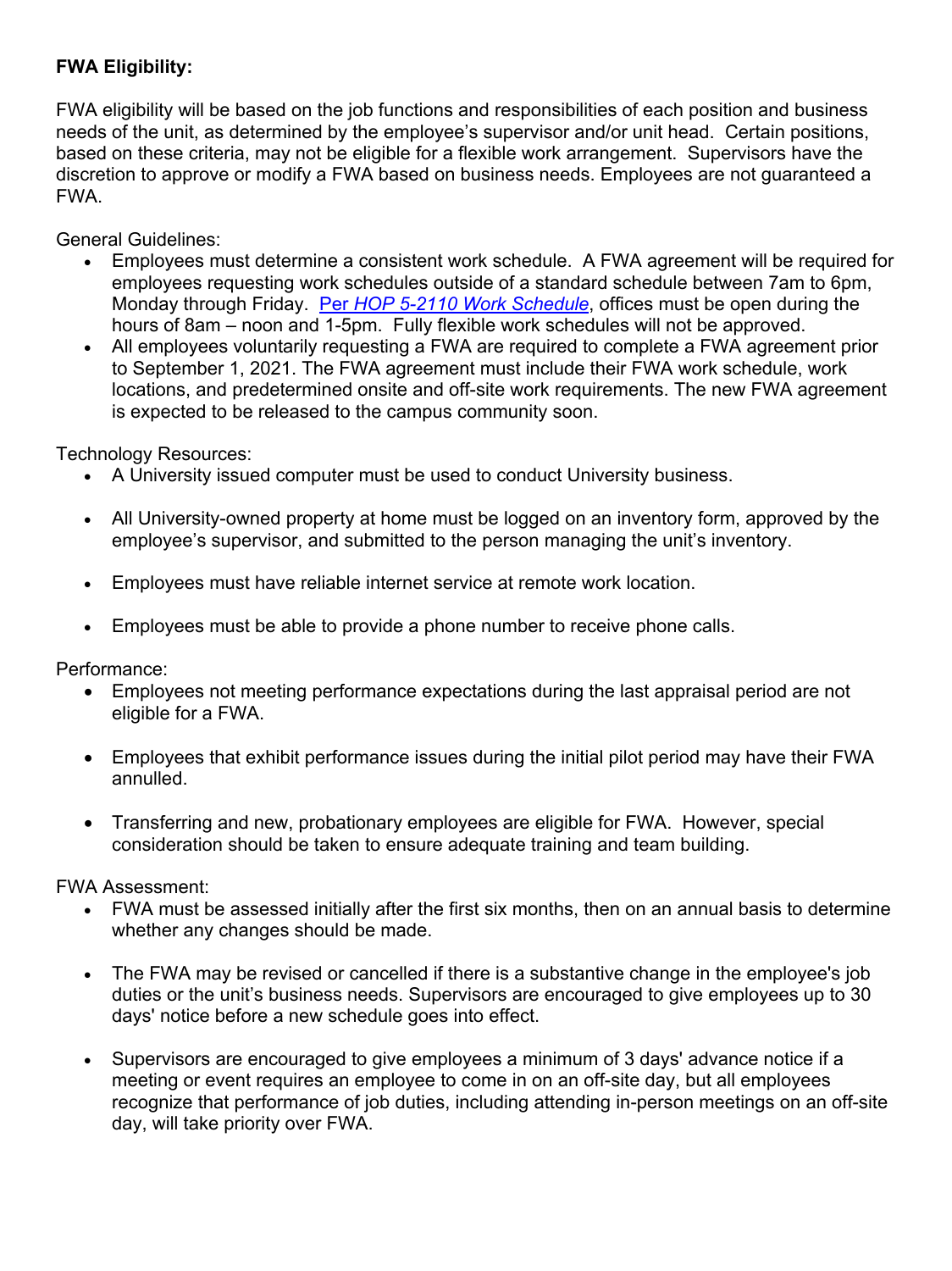**FWA Eligibility:**

FWA eligibility will be based on the job functions and responsibilities of each position and business needs of the unit, as determined by the employee's supervisor and/or unit head. Certain positions, based on these criteria, may not be eligible for a flexible work arrangement. Supervisors have the discretion to approve or modify a FWA based on business needs. Employees are not guaranteed a FWA.

General Guidelines:

- Employees must determine a consistent work schedule. A FWA agreement will be required for employees requesting work schedules outside of a standard schedule between 7am to 6pm, Monday through Friday. Per *HOP 5-2110 Work Schedule*, offices must be open during the hours of 8am – noon and 1-5pm. Fully flexible work schedules will not be approved.
- All employees voluntarily requesting a FWA are required to complete a FWA agreement prior to September 1, 2021. The FWA agreement must include their FWA work schedule, work locations, and predetermined onsite and off-site work requirements. The new FWA agreement is expected to be released to the campus community soon.

Technology Resources:

- A University issued computer must be used to conduct University business.
- All University-owned property at home must be logged on an inventory form, approved by the employee's supervisor, and submitted to the person managing the unit's inventory.
- Employees must have reliable internet service at remote work location.
- Employees must be able to provide a phone number to receive phone calls.

Performance:

- Employees not meeting performance expectations during the last appraisal period are not eligible for a FWA.
- Employees that exhibit performance issues during the initial pilot period may have their FWA annulled.
- Transferring and new, probationary employees are eligible for FWA. However, special consideration should be taken to ensure adequate training and team building.

FWA Assessment:

- FWA must be assessed initially after the first six months, then on an annual basis to determine whether any changes should be made.
- The FWA may be revised or cancelled if there is a substantive change in the employee's job duties or the unit's business needs. Supervisors are encouraged to give employees up to 30 days' notice before a new schedule goes into effect.
- Supervisors are encouraged to give employees a minimum of 3 days' advance notice if a meeting or event requires an employee to come in on an off-site day, but all employees recognize that performance of job duties, including attending in-person meetings on an off-site day, will take priority over FWA.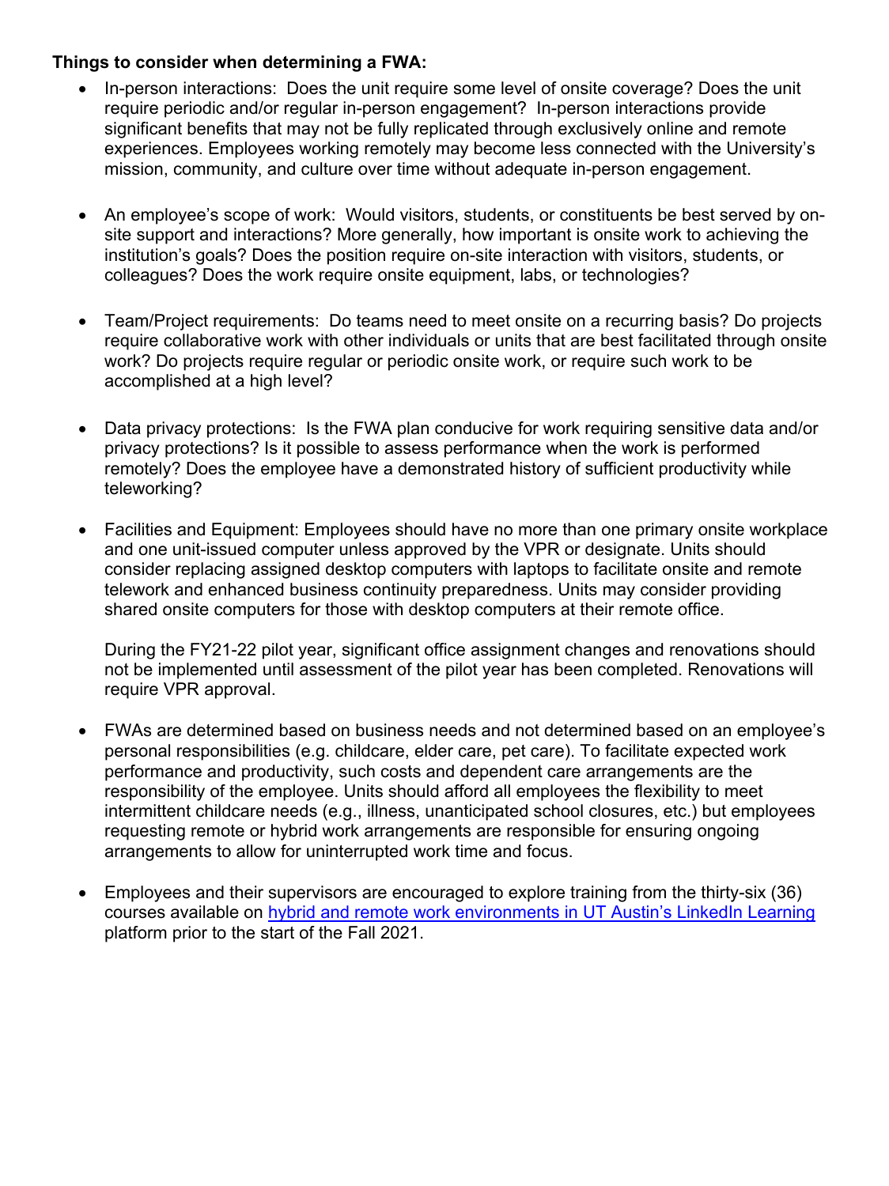**Things to consider when determining a FWA:**

- In-person interactions: Does the unit require some level of onsite coverage? Does the unit require periodic and/or regular in-person engagement? In-person interactions provide significant benefits that may not be fully replicated through exclusively online and remote experiences. Employees working remotely may become less connected with the University's mission, community, and culture over time without adequate in-person engagement.

- An employee's scope of work: Would visitors, students, or constituents be best served by on-site support and interactions? More generally, how important is onsite work to achieving the institution's goals? Does the position require on-site interaction with visitors, students, or colleagues? Does the work require onsite equipment, labs, or technologies?

- Team/Project requirements: Do teams need to meet onsite on a recurring basis? Do projects require collaborative work with other individuals or units that are best facilitated through onsite work? Do projects require regular or periodic onsite work, or require such work to be accomplished at a high level?

- Data privacy protections: Is the FWA plan conducive for work requiring sensitive data and/or privacy protections? Is it possible to assess performance when the work is performed remotely? Does the employee have a demonstrated history of sufficient productivity while teleworking?

- Facilities and Equipment: Employees should have no more than one primary onsite workplace and one unit-issued computer unless approved by the VPR or designate. Units should consider replacing assigned desktop computers with laptops to facilitate onsite and remote telework and enhanced business continuity preparedness. Units may consider providing shared onsite computers for those with desktop computers at their remote office.

  During the FY21-22 pilot year, significant office assignment changes and renovations should not be implemented until assessment of the pilot year has been completed. Renovations will require VPR approval.

- FWAs are determined based on business needs and not determined based on an employee's personal responsibilities (e.g. childcare, elder care, pet care). To facilitate expected work performance and productivity, such costs and dependent care arrangements are the responsibility of the employee. Units should afford all employees the flexibility to meet intermittent childcare needs (e.g., illness, unanticipated school closures, etc.) but employees requesting remote or hybrid work arrangements are responsible for ensuring ongoing arrangements to allow for uninterrupted work time and focus.

- Employees and their supervisors are encouraged to explore training from the thirty-six (36) courses available on hybrid and remote work environments in UT Austin's LinkedIn Learning platform prior to the start of the Fall 2021.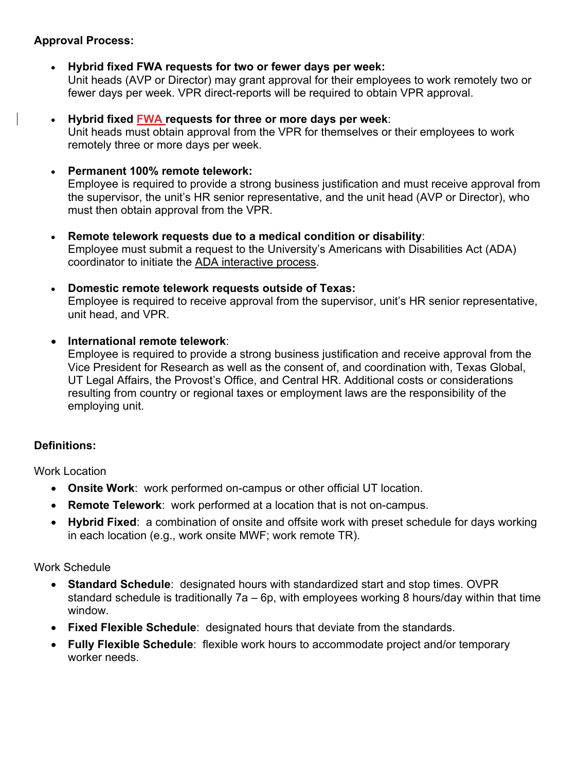**Approval Process:**

- **Hybrid fixed FWA requests for two or fewer days per week:**
  Unit heads (AVP or Director) may grant approval for their employees to work remotely two or fewer days per week. VPR direct-reports will be required to obtain VPR approval.

- **Hybrid fixed FWA requests for three or more days per week**:
  Unit heads must obtain approval from the VPR for themselves or their employees to work remotely three or more days per week.

- **Permanent 100% remote telework:**
  Employee is required to provide a strong business justification and must receive approval from the supervisor, the unit's HR senior representative, and the unit head (AVP or Director), who must then obtain approval from the VPR.

- **Remote telework requests due to a medical condition or disability**:
  Employee must submit a request to the University's Americans with Disabilities Act (ADA) coordinator to initiate the ADA interactive process.

- **Domestic remote telework requests outside of Texas:**
  Employee is required to receive approval from the supervisor, unit's HR senior representative, unit head, and VPR.

- **International remote telework**:
  Employee is required to provide a strong business justification and receive approval from the Vice President for Research as well as the consent of, and coordination with, Texas Global, UT Legal Affairs, the Provost's Office, and Central HR. Additional costs or considerations resulting from country or regional taxes or employment laws are the responsibility of the employing unit.

**Definitions:**

Work Location

- **Onsite Work**: work performed on-campus or other official UT location.
- **Remote Telework**: work performed at a location that is not on-campus.
- **Hybrid Fixed**: a combination of onsite and offsite work with preset schedule for days working in each location (e.g., work onsite MWF; work remote TR).

Work Schedule

- **Standard Schedule**: designated hours with standardized start and stop times. OVPR standard schedule is traditionally 7a – 6p, with employees working 8 hours/day within that time window.
- **Fixed Flexible Schedule**: designated hours that deviate from the standards.
- **Fully Flexible Schedule**: flexible work hours to accommodate project and/or temporary worker needs.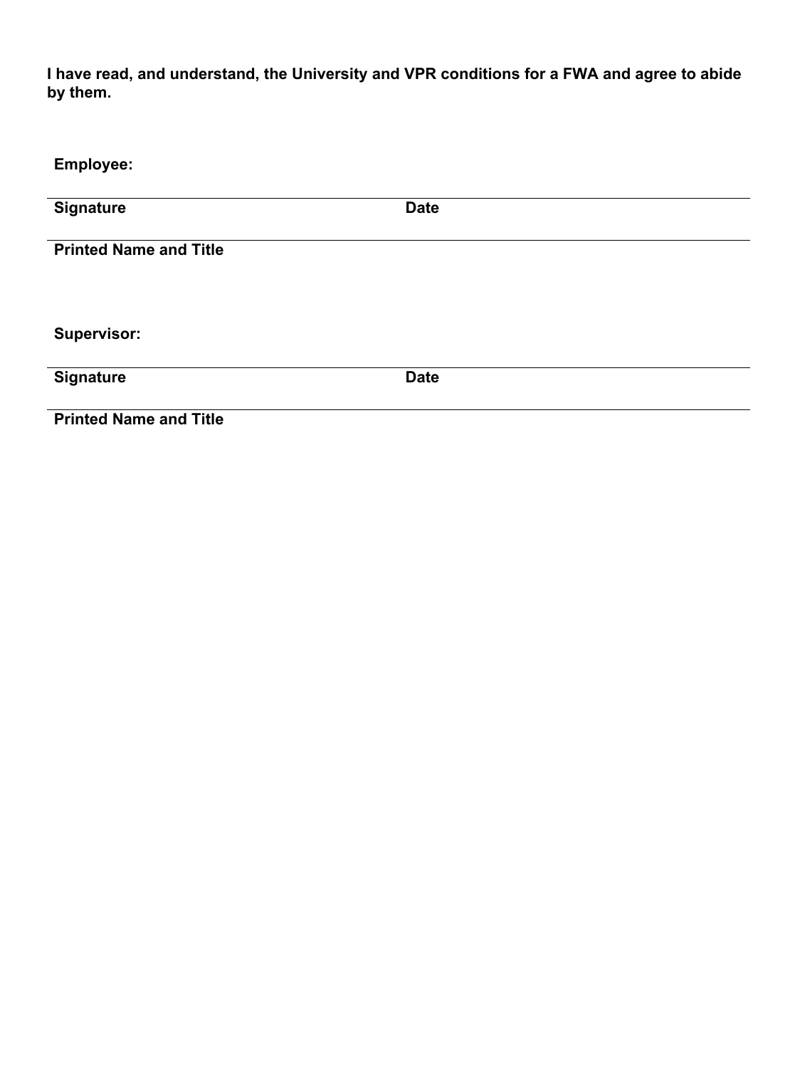**I have read, and understand, the University and VPR conditions for a FWA and agree to abide by them.**

**Employee:**

______________________________________________________________________

**Signature** **Date**

______________________________________________________________________

**Printed Name and Title**

**Supervisor:**

______________________________________________________________________

**Signature** **Date**

______________________________________________________________________

**Printed Name and Title**